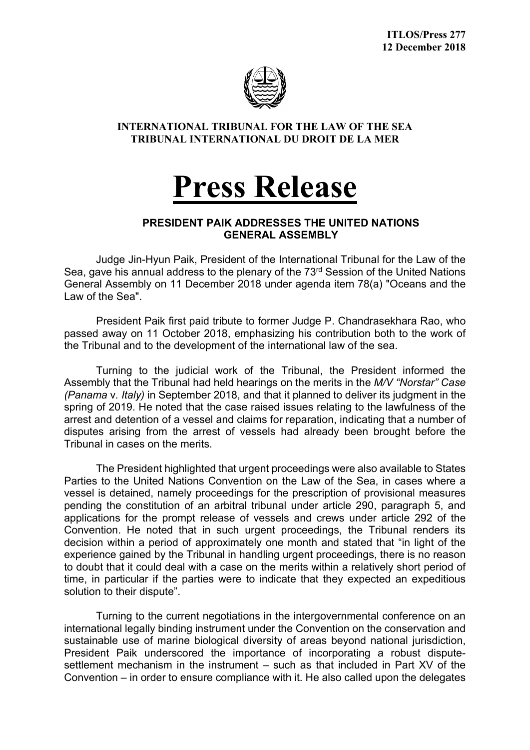**ITLOS/Press 277**
**12 December 2018**

**INTERNATIONAL TRIBUNAL FOR THE LAW OF THE SEA**
**TRIBUNAL INTERNATIONAL DU DROIT DE LA MER**

# Press Release

## PRESIDENT PAIK ADDRESSES THE UNITED NATIONS GENERAL ASSEMBLY

Judge Jin-Hyun Paik, President of the International Tribunal for the Law of the Sea, gave his annual address to the plenary of the 73rd Session of the United Nations General Assembly on 11 December 2018 under agenda item 78(a) "Oceans and the Law of the Sea".

President Paik first paid tribute to former Judge P. Chandrasekhara Rao, who passed away on 11 October 2018, emphasizing his contribution both to the work of the Tribunal and to the development of the international law of the sea.

Turning to the judicial work of the Tribunal, the President informed the Assembly that the Tribunal had held hearings on the merits in the *M/V "Norstar" Case (Panama* v. *Italy)* in September 2018, and that it planned to deliver its judgment in the spring of 2019. He noted that the case raised issues relating to the lawfulness of the arrest and detention of a vessel and claims for reparation, indicating that a number of disputes arising from the arrest of vessels had already been brought before the Tribunal in cases on the merits.

The President highlighted that urgent proceedings were also available to States Parties to the United Nations Convention on the Law of the Sea, in cases where a vessel is detained, namely proceedings for the prescription of provisional measures pending the constitution of an arbitral tribunal under article 290, paragraph 5, and applications for the prompt release of vessels and crews under article 292 of the Convention. He noted that in such urgent proceedings, the Tribunal renders its decision within a period of approximately one month and stated that "in light of the experience gained by the Tribunal in handling urgent proceedings, there is no reason to doubt that it could deal with a case on the merits within a relatively short period of time, in particular if the parties were to indicate that they expected an expeditious solution to their dispute".

Turning to the current negotiations in the intergovernmental conference on an international legally binding instrument under the Convention on the conservation and sustainable use of marine biological diversity of areas beyond national jurisdiction, President Paik underscored the importance of incorporating a robust dispute-settlement mechanism in the instrument – such as that included in Part XV of the Convention – in order to ensure compliance with it. He also called upon the delegates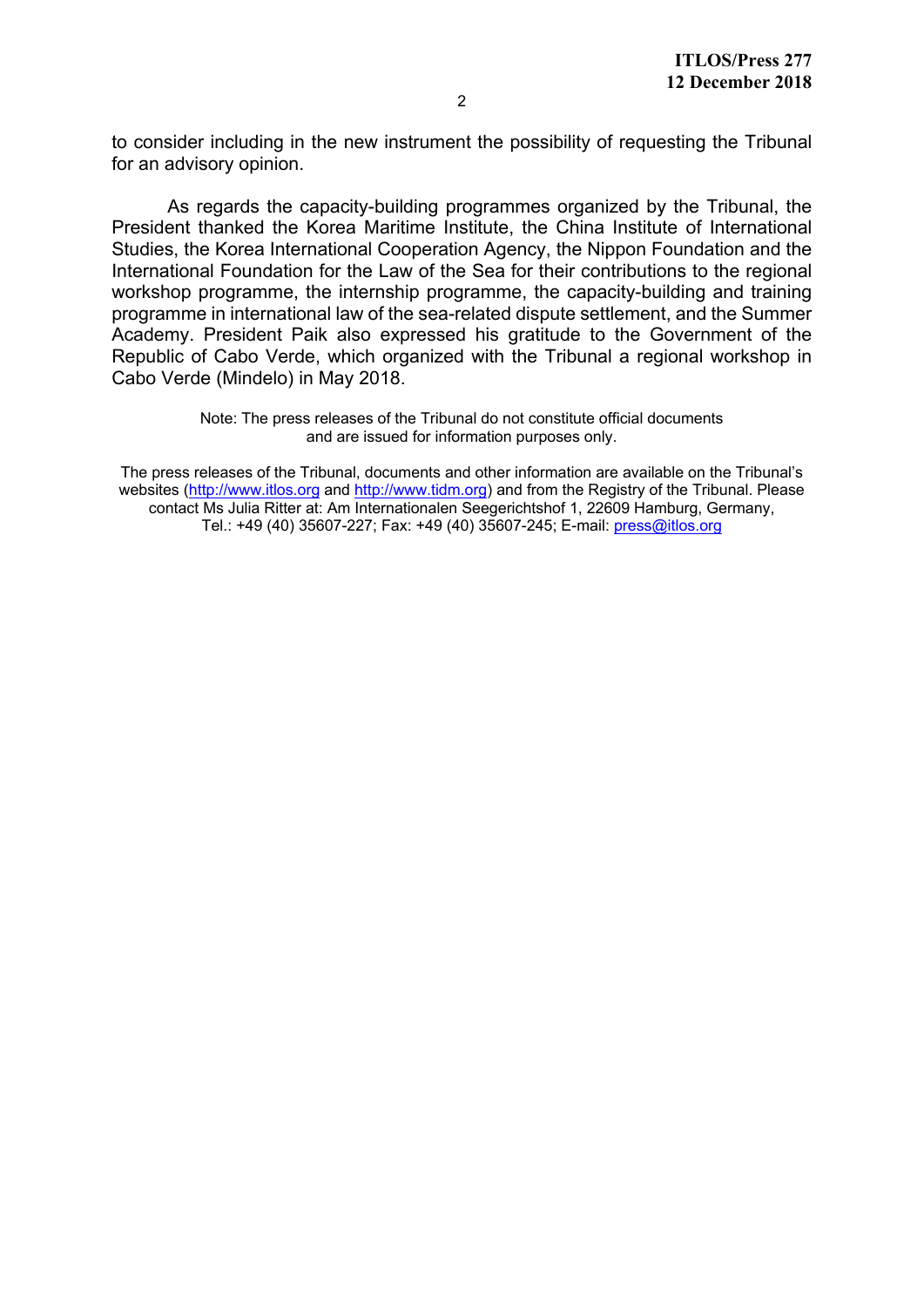to consider including in the new instrument the possibility of requesting the Tribunal for an advisory opinion.

As regards the capacity-building programmes organized by the Tribunal, the President thanked the Korea Maritime Institute, the China Institute of International Studies, the Korea International Cooperation Agency, the Nippon Foundation and the International Foundation for the Law of the Sea for their contributions to the regional workshop programme, the internship programme, the capacity-building and training programme in international law of the sea-related dispute settlement, and the Summer Academy. President Paik also expressed his gratitude to the Government of the Republic of Cabo Verde, which organized with the Tribunal a regional workshop in Cabo Verde (Mindelo) in May 2018.

Note: The press releases of the Tribunal do not constitute official documents and are issued for information purposes only.

The press releases of the Tribunal, documents and other information are available on the Tribunal's websites (http://www.itlos.org and http://www.tidm.org) and from the Registry of the Tribunal. Please contact Ms Julia Ritter at: Am Internationalen Seegerichtshof 1, 22609 Hamburg, Germany, Tel.: +49 (40) 35607-227; Fax: +49 (40) 35607-245; E-mail: press@itlos.org